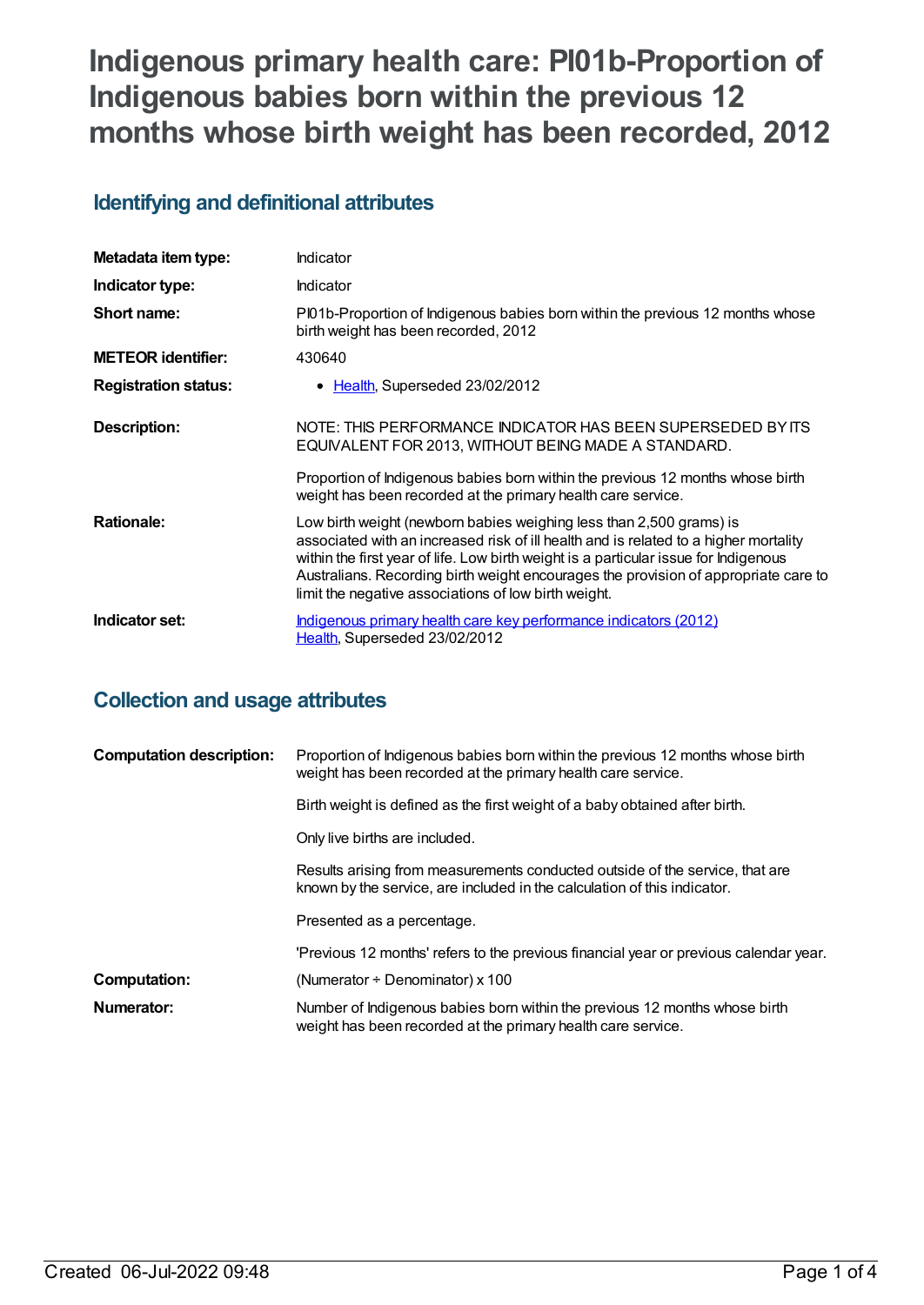# Indigenous primary health care: PI01b-Proportion of Indigenous babies born within the previous 12 months whose birth weight has been recorded, 2012

## Identifying and definitional attributes

| | |
|---|---|
| **Metadata item type:** | Indicator |
| **Indicator type:** | Indicator |
| **Short name:** | PI01b-Proportion of Indigenous babies born within the previous 12 months whose birth weight has been recorded, 2012 |
| **METEOR identifier:** | 430640 |
| **Registration status:** | • Health, Superseded 23/02/2012 |
| **Description:** | NOTE: THIS PERFORMANCE INDICATOR HAS BEEN SUPERSEDED BY ITS EQUIVALENT FOR 2013, WITHOUT BEING MADE A STANDARD.<br><br>Proportion of Indigenous babies born within the previous 12 months whose birth weight has been recorded at the primary health care service. |
| **Rationale:** | Low birth weight (newborn babies weighing less than 2,500 grams) is associated with an increased risk of ill health and is related to a higher mortality within the first year of life. Low birth weight is a particular issue for Indigenous Australians. Recording birth weight encourages the provision of appropriate care to limit the negative associations of low birth weight. |
| **Indicator set:** | Indigenous primary health care key performance indicators (2012)<br>Health, Superseded 23/02/2012 |

## Collection and usage attributes

| | |
|---|---|
| **Computation description:** | Proportion of Indigenous babies born within the previous 12 months whose birth weight has been recorded at the primary health care service.<br><br>Birth weight is defined as the first weight of a baby obtained after birth.<br><br>Only live births are included.<br><br>Results arising from measurements conducted outside of the service, that are known by the service, are included in the calculation of this indicator.<br><br>Presented as a percentage.<br><br>'Previous 12 months' refers to the previous financial year or previous calendar year. |
| **Computation:** | (Numerator ÷ Denominator) x 100 |
| **Numerator:** | Number of Indigenous babies born within the previous 12 months whose birth weight has been recorded at the primary health care service. |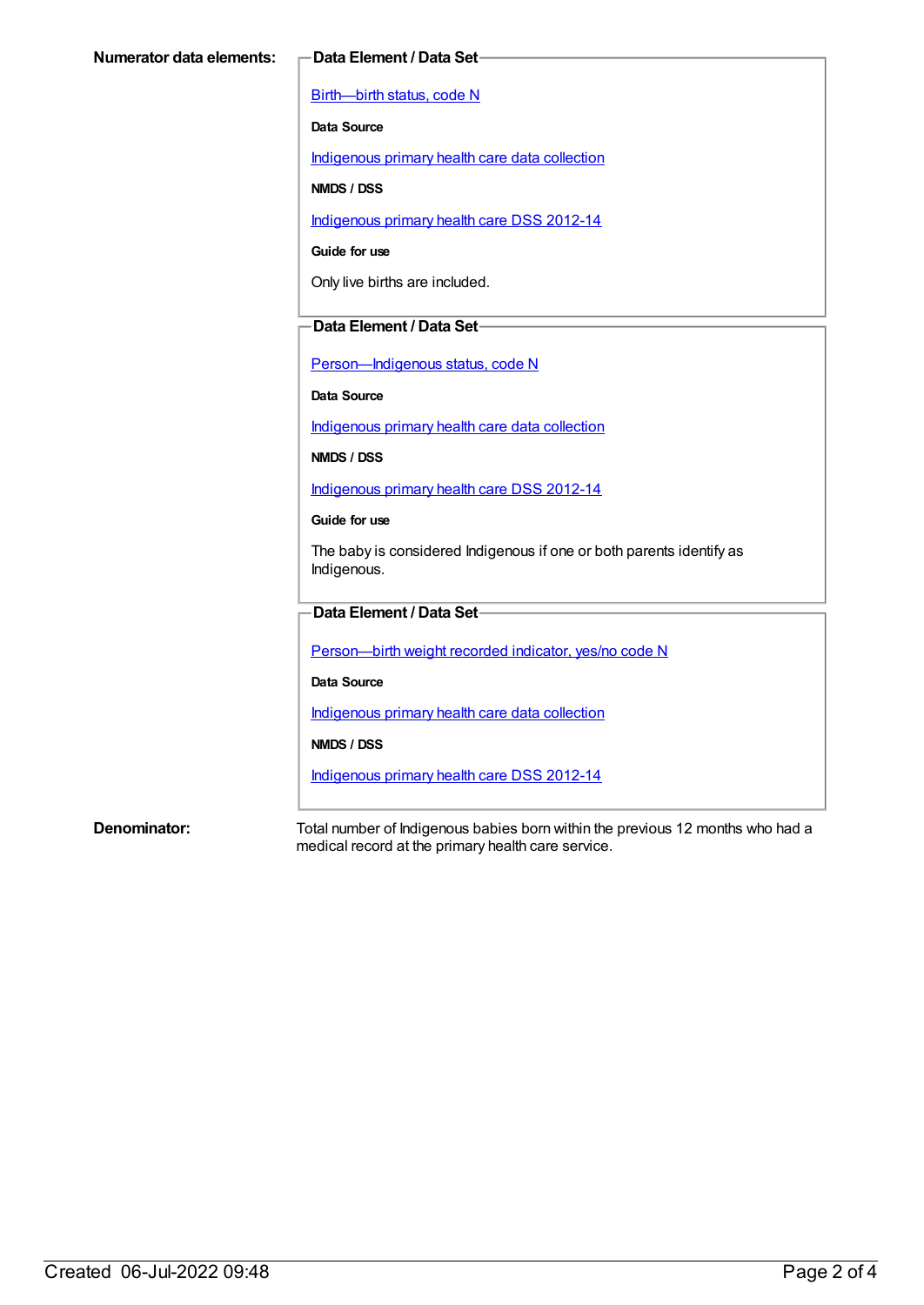**Numerator data elements:**

**Data Element / Data Set**

Birth—birth status, code N

**Data Source**

Indigenous primary health care data collection

**NMDS / DSS**

Indigenous primary health care DSS 2012-14

**Guide for use**

Only live births are included.

**Data Element / Data Set**

Person—Indigenous status, code N

**Data Source**

Indigenous primary health care data collection

**NMDS / DSS**

Indigenous primary health care DSS 2012-14

**Guide for use**

The baby is considered Indigenous if one or both parents identify as Indigenous.

**Data Element / Data Set**

Person—birth weight recorded indicator, yes/no code N

**Data Source**

Indigenous primary health care data collection

**NMDS / DSS**

Indigenous primary health care DSS 2012-14

**Denominator:**

Total number of Indigenous babies born within the previous 12 months who had a medical record at the primary health care service.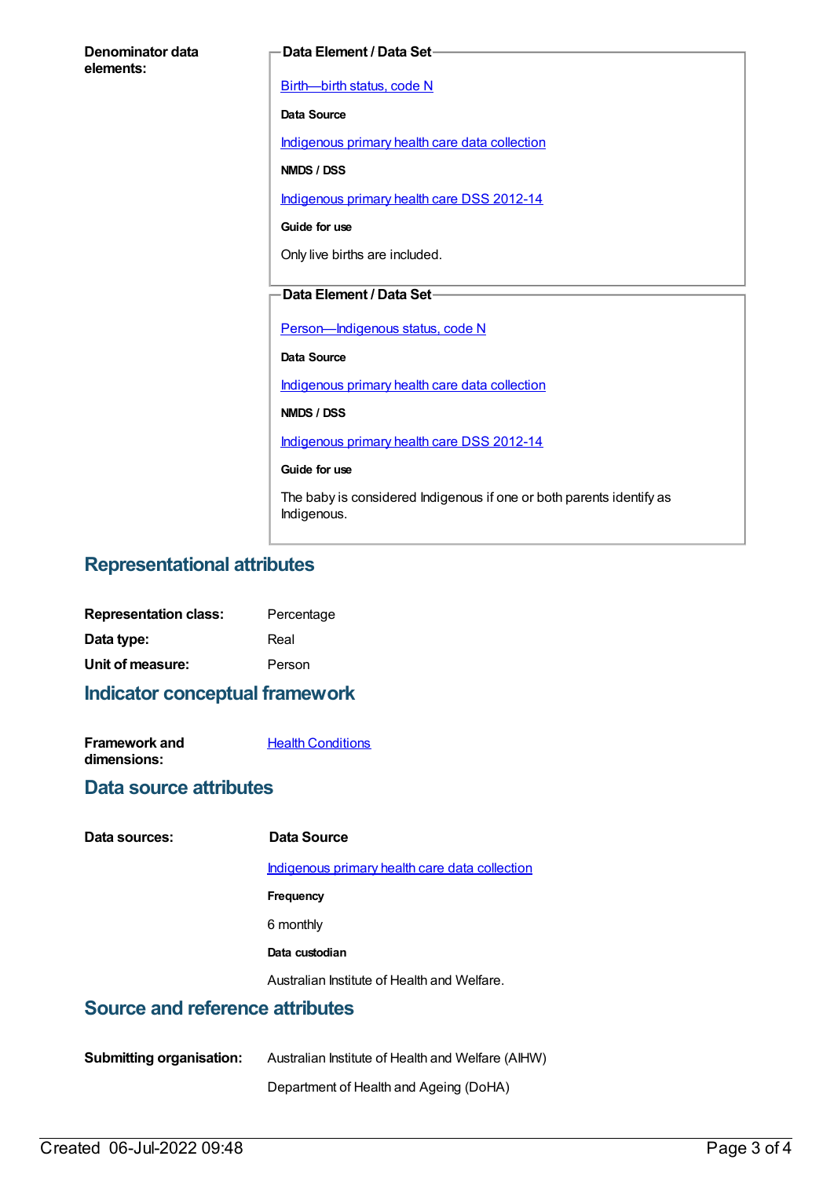**Denominator data elements:**

**Data Element / Data Set**

Birth—birth status, code N

**Data Source**

Indigenous primary health care data collection

**NMDS / DSS**

Indigenous primary health care DSS 2012-14

**Guide for use**

Only live births are included.

**Data Element / Data Set**

Person—Indigenous status, code N

**Data Source**

Indigenous primary health care data collection

**NMDS / DSS**

Indigenous primary health care DSS 2012-14

**Guide for use**

The baby is considered Indigenous if one or both parents identify as Indigenous.

## Representational attributes

**Representation class:** Percentage

**Data type:** Real

**Unit of measure:** Person

## Indicator conceptual framework

**Framework and dimensions:** Health Conditions

## Data source attributes

**Data sources:**

**Data Source**

Indigenous primary health care data collection

**Frequency**

6 monthly

**Data custodian**

Australian Institute of Health and Welfare.

## Source and reference attributes

**Submitting organisation:** Australian Institute of Health and Welfare (AIHW)

Department of Health and Ageing (DoHA)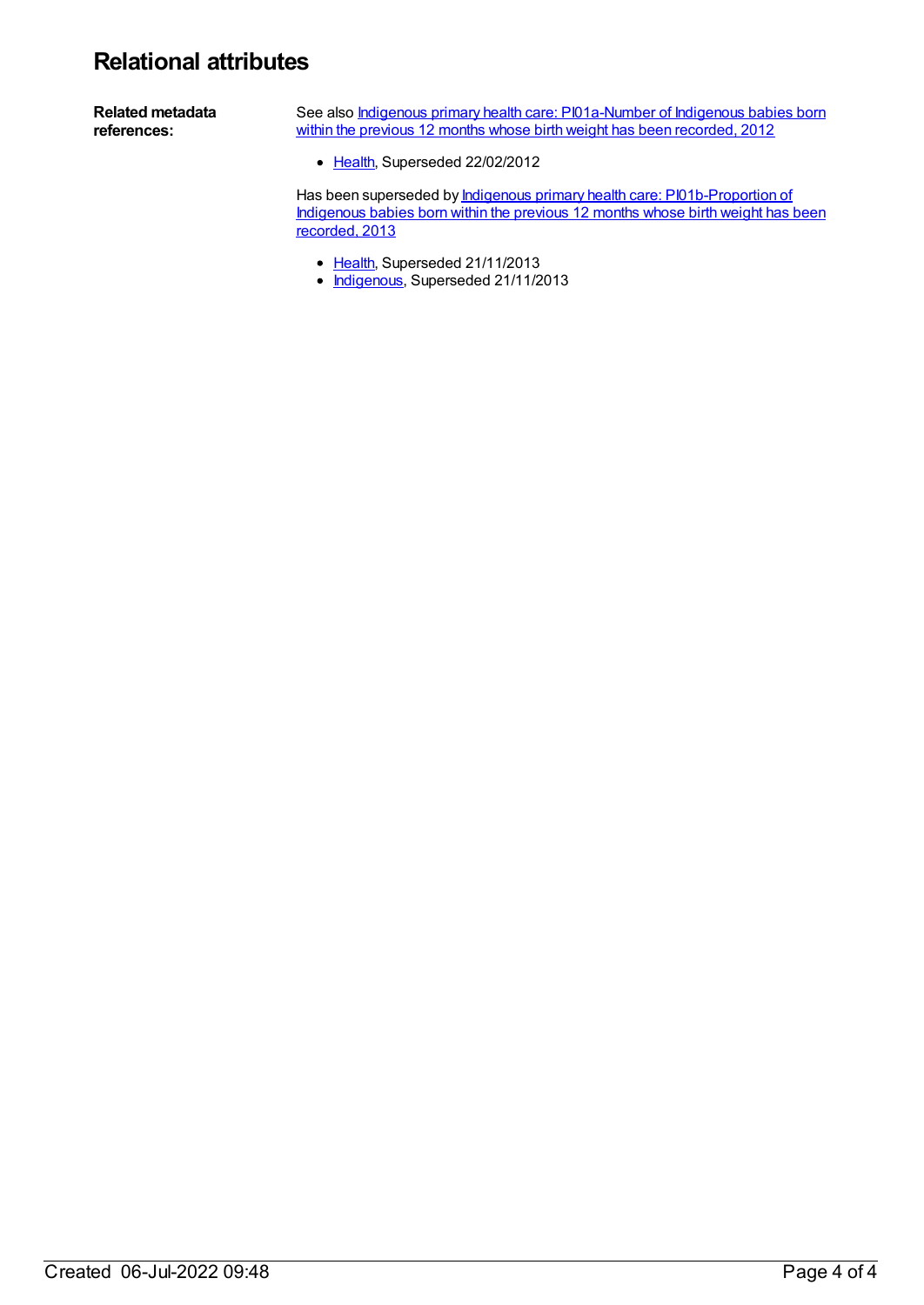## Relational attributes

**Related metadata references:**

See also Indigenous primary health care: PI01a-Number of Indigenous babies born within the previous 12 months whose birth weight has been recorded, 2012

- Health, Superseded 22/02/2012

Has been superseded by Indigenous primary health care: PI01b-Proportion of Indigenous babies born within the previous 12 months whose birth weight has been recorded, 2013

- Health, Superseded 21/11/2013
- Indigenous, Superseded 21/11/2013